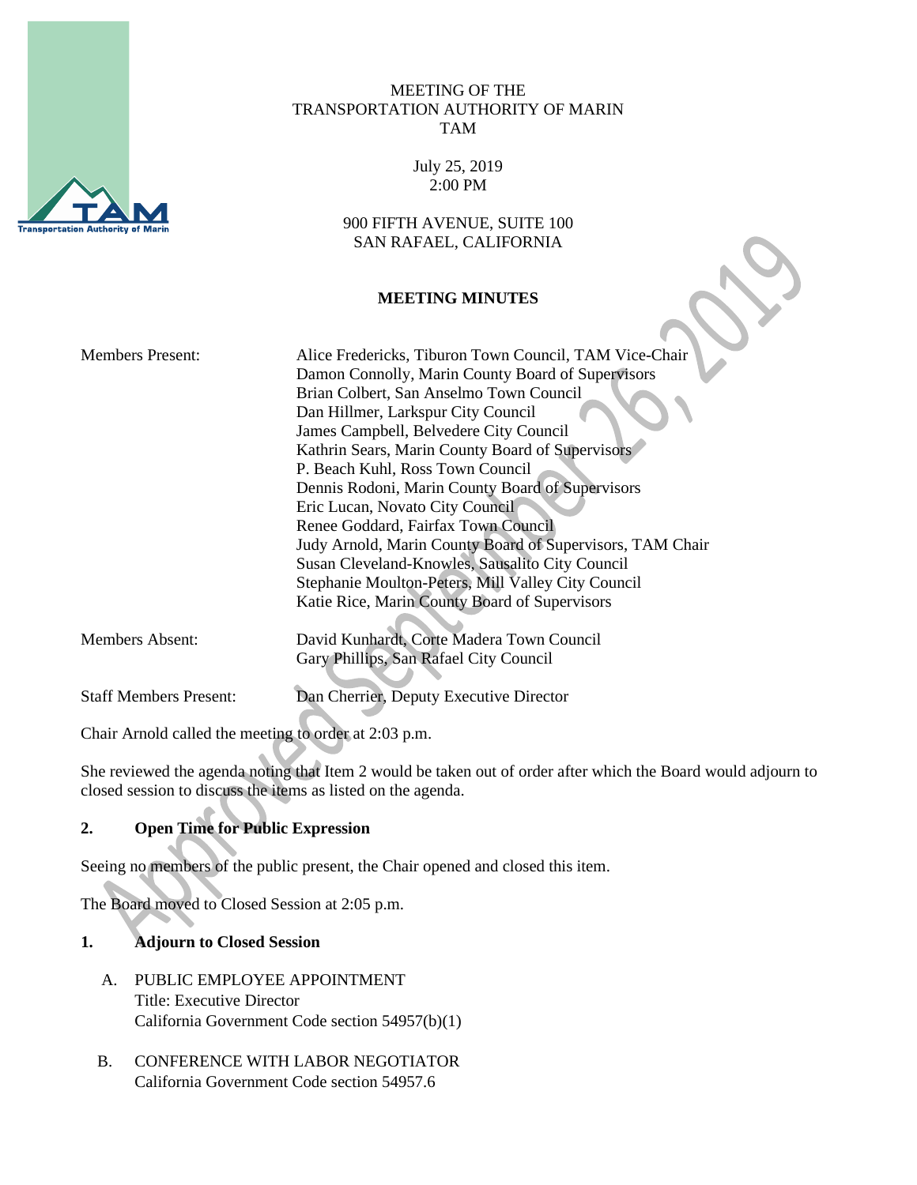MEETING OF THE
TRANSPORTATION AUTHORITY OF MARIN
TAM

July 25, 2019
2:00 PM

900 FIFTH AVENUE, SUITE 100
SAN RAFAEL, CALIFORNIA

**MEETING MINUTES**

| | |
|---|---|
| Members Present: | Alice Fredericks, Tiburon Town Council, TAM Vice-Chair<br>Damon Connolly, Marin County Board of Supervisors<br>Brian Colbert, San Anselmo Town Council<br>Dan Hillmer, Larkspur City Council<br>James Campbell, Belvedere City Council<br>Kathrin Sears, Marin County Board of Supervisors<br>P. Beach Kuhl, Ross Town Council<br>Dennis Rodoni, Marin County Board of Supervisors<br>Eric Lucan, Novato City Council<br>Renee Goddard, Fairfax Town Council<br>Judy Arnold, Marin County Board of Supervisors, TAM Chair<br>Susan Cleveland-Knowles, Sausalito City Council<br>Stephanie Moulton-Peters, Mill Valley City Council<br>Katie Rice, Marin County Board of Supervisors |
| Members Absent: | David Kunhardt, Corte Madera Town Council<br>Gary Phillips, San Rafael City Council |
| Staff Members Present: | Dan Cherrier, Deputy Executive Director |

Chair Arnold called the meeting to order at 2:03 p.m.

She reviewed the agenda noting that Item 2 would be taken out of order after which the Board would adjourn to closed session to discuss the items as listed on the agenda.

**2. Open Time for Public Expression**

Seeing no members of the public present, the Chair opened and closed this item.

The Board moved to Closed Session at 2:05 p.m.

**1. Adjourn to Closed Session**

A. PUBLIC EMPLOYEE APPOINTMENT
Title: Executive Director
California Government Code section 54957(b)(1)

B. CONFERENCE WITH LABOR NEGOTIATOR
California Government Code section 54957.6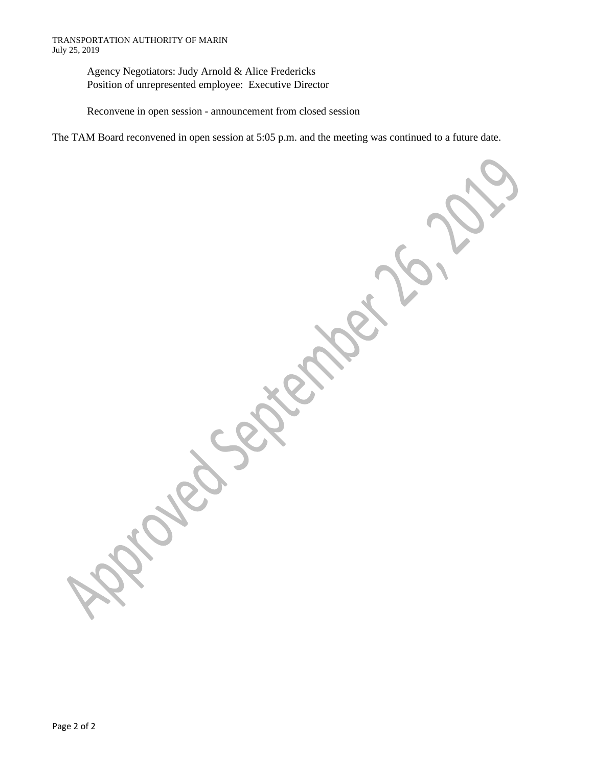Agency Negotiators: Judy Arnold & Alice Fredericks
Position of unrepresented employee: Executive Director

Reconvene in open session - announcement from closed session

The TAM Board reconvened in open session at 5:05 p.m. and the meeting was continued to a future date.

Approved September 26, 2019